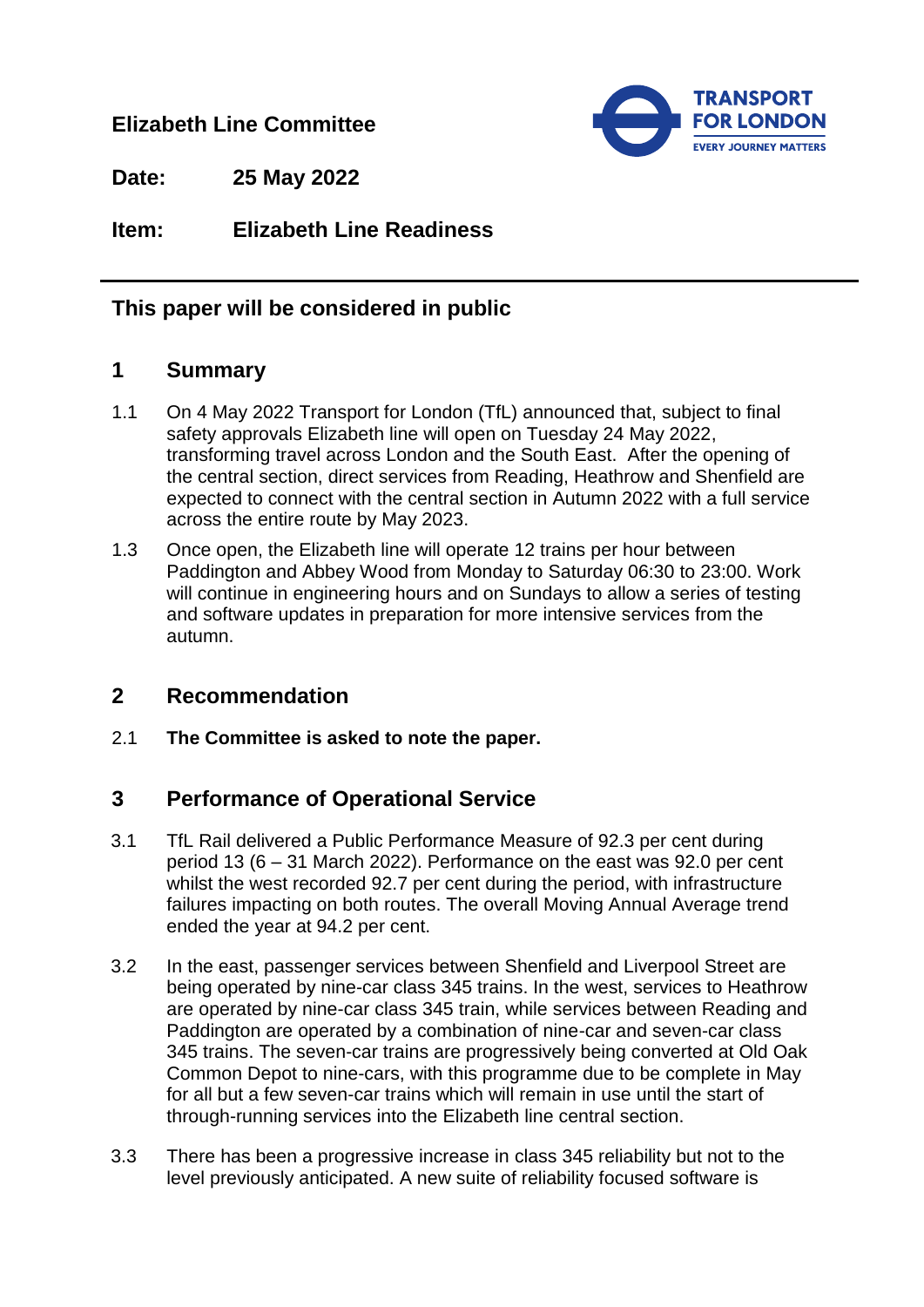**Elizabeth Line Committee**

**Date:** 25 May 2022

**Item:** Elizabeth Line Readiness

---

**This paper will be considered in public**

## 1 Summary

1.1 On 4 May 2022 Transport for London (TfL) announced that, subject to final safety approvals Elizabeth line will open on Tuesday 24 May 2022, transforming travel across London and the South East. After the opening of the central section, direct services from Reading, Heathrow and Shenfield are expected to connect with the central section in Autumn 2022 with a full service across the entire route by May 2023.

1.3 Once open, the Elizabeth line will operate 12 trains per hour between Paddington and Abbey Wood from Monday to Saturday 06:30 to 23:00. Work will continue in engineering hours and on Sundays to allow a series of testing and software updates in preparation for more intensive services from the autumn.

## 2 Recommendation

2.1 **The Committee is asked to note the paper.**

## 3 Performance of Operational Service

3.1 TfL Rail delivered a Public Performance Measure of 92.3 per cent during period 13 (6 – 31 March 2022). Performance on the east was 92.0 per cent whilst the west recorded 92.7 per cent during the period, with infrastructure failures impacting on both routes. The overall Moving Annual Average trend ended the year at 94.2 per cent.

3.2 In the east, passenger services between Shenfield and Liverpool Street are being operated by nine-car class 345 trains. In the west, services to Heathrow are operated by nine-car class 345 train, while services between Reading and Paddington are operated by a combination of nine-car and seven-car class 345 trains. The seven-car trains are progressively being converted at Old Oak Common Depot to nine-cars, with this programme due to be complete in May for all but a few seven-car trains which will remain in use until the start of through-running services into the Elizabeth line central section.

3.3 There has been a progressive increase in class 345 reliability but not to the level previously anticipated. A new suite of reliability focused software is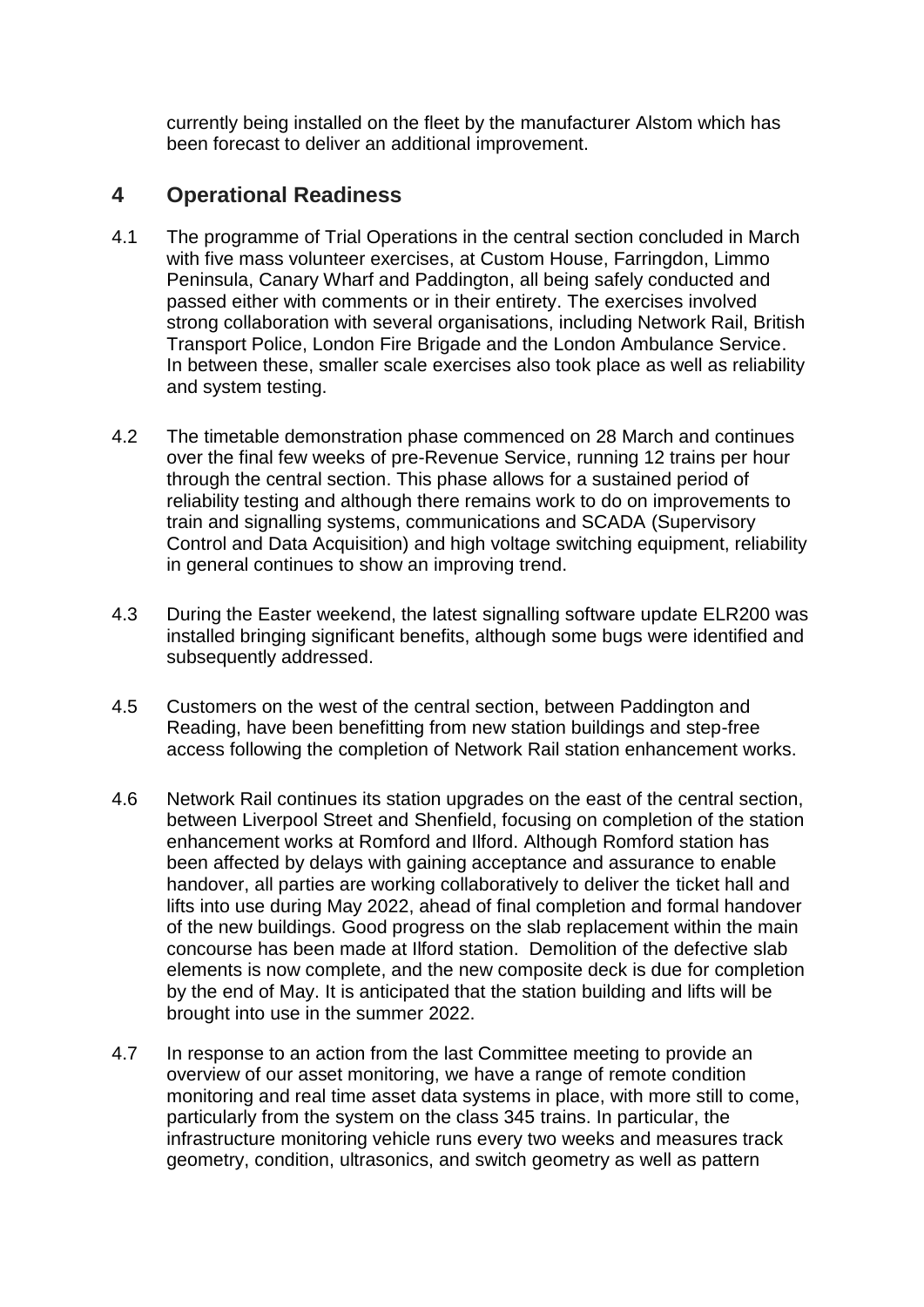currently being installed on the fleet by the manufacturer Alstom which has been forecast to deliver an additional improvement.

## 4 Operational Readiness

4.1 The programme of Trial Operations in the central section concluded in March with five mass volunteer exercises, at Custom House, Farringdon, Limmo Peninsula, Canary Wharf and Paddington, all being safely conducted and passed either with comments or in their entirety. The exercises involved strong collaboration with several organisations, including Network Rail, British Transport Police, London Fire Brigade and the London Ambulance Service. In between these, smaller scale exercises also took place as well as reliability and system testing.

4.2 The timetable demonstration phase commenced on 28 March and continues over the final few weeks of pre-Revenue Service, running 12 trains per hour through the central section. This phase allows for a sustained period of reliability testing and although there remains work to do on improvements to train and signalling systems, communications and SCADA (Supervisory Control and Data Acquisition) and high voltage switching equipment, reliability in general continues to show an improving trend.

4.3 During the Easter weekend, the latest signalling software update ELR200 was installed bringing significant benefits, although some bugs were identified and subsequently addressed.

4.5 Customers on the west of the central section, between Paddington and Reading, have been benefitting from new station buildings and step-free access following the completion of Network Rail station enhancement works.

4.6 Network Rail continues its station upgrades on the east of the central section, between Liverpool Street and Shenfield, focusing on completion of the station enhancement works at Romford and Ilford. Although Romford station has been affected by delays with gaining acceptance and assurance to enable handover, all parties are working collaboratively to deliver the ticket hall and lifts into use during May 2022, ahead of final completion and formal handover of the new buildings. Good progress on the slab replacement within the main concourse has been made at Ilford station. Demolition of the defective slab elements is now complete, and the new composite deck is due for completion by the end of May. It is anticipated that the station building and lifts will be brought into use in the summer 2022.

4.7 In response to an action from the last Committee meeting to provide an overview of our asset monitoring, we have a range of remote condition monitoring and real time asset data systems in place, with more still to come, particularly from the system on the class 345 trains. In particular, the infrastructure monitoring vehicle runs every two weeks and measures track geometry, condition, ultrasonics, and switch geometry as well as pattern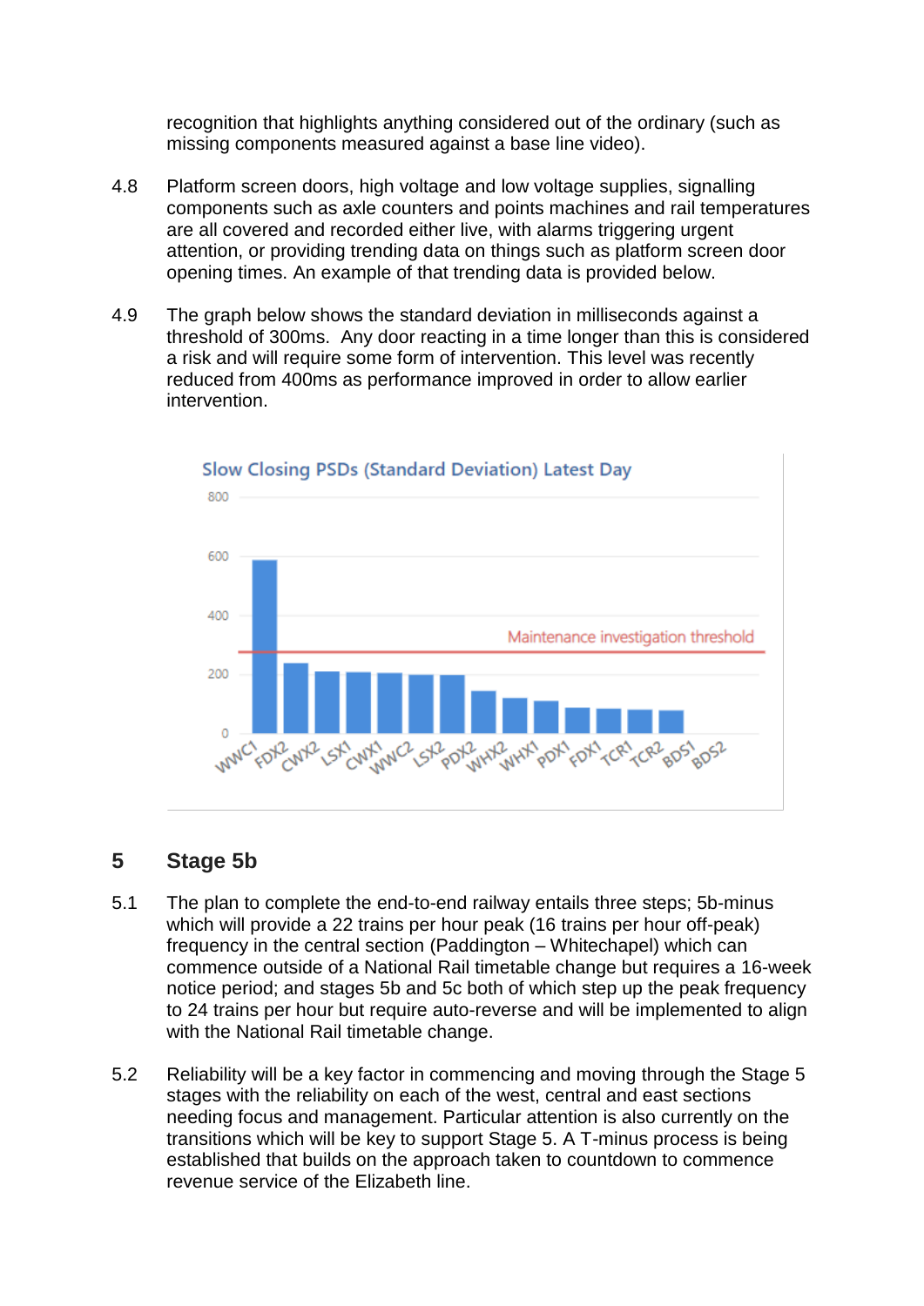recognition that highlights anything considered out of the ordinary (such as missing components measured against a base line video).

4.8 Platform screen doors, high voltage and low voltage supplies, signalling components such as axle counters and points machines and rail temperatures are all covered and recorded either live, with alarms triggering urgent attention, or providing trending data on things such as platform screen door opening times. An example of that trending data is provided below.

4.9 The graph below shows the standard deviation in milliseconds against a threshold of 300ms. Any door reacting in a time longer than this is considered a risk and will require some form of intervention. This level was recently reduced from 400ms as performance improved in order to allow earlier intervention.

Slow Closing PSDs (Standard Deviation) Latest Day

| Door | Approx. value |
|---|---|
| WWC1 | ~585 |
| FDX2 | ~240 |
| CWX2 | ~210 |
| LSX1 | ~210 |
| CWX1 | ~205 |
| WWC2 | ~200 |
| LSX2 | ~200 |
| PDX2 | ~145 |
| WHX2 | ~120 |
| WHX1 | ~110 |
| PDX1 | ~90 |
| FDX1 | ~85 |
| TCR1 | ~80 |
| TCR2 | ~80 |
| BDS1 | |
| BDS2 | |

Maintenance investigation threshold

## 5 Stage 5b

5.1 The plan to complete the end-to-end railway entails three steps; 5b-minus which will provide a 22 trains per hour peak (16 trains per hour off-peak) frequency in the central section (Paddington – Whitechapel) which can commence outside of a National Rail timetable change but requires a 16-week notice period; and stages 5b and 5c both of which step up the peak frequency to 24 trains per hour but require auto-reverse and will be implemented to align with the National Rail timetable change.

5.2 Reliability will be a key factor in commencing and moving through the Stage 5 stages with the reliability on each of the west, central and east sections needing focus and management. Particular attention is also currently on the transitions which will be key to support Stage 5. A T-minus process is being established that builds on the approach taken to countdown to commence revenue service of the Elizabeth line.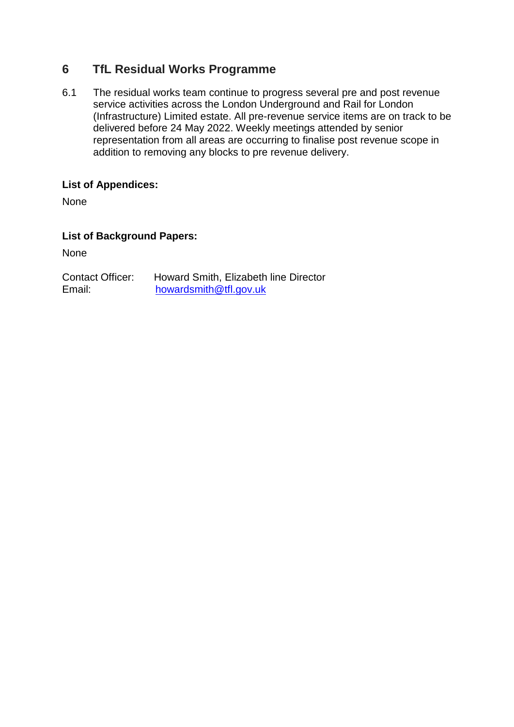## 6 TfL Residual Works Programme

6.1 The residual works team continue to progress several pre and post revenue service activities across the London Underground and Rail for London (Infrastructure) Limited estate. All pre-revenue service items are on track to be delivered before 24 May 2022. Weekly meetings attended by senior representation from all areas are occurring to finalise post revenue scope in addition to removing any blocks to pre revenue delivery.

**List of Appendices:**

None

**List of Background Papers:**

None

Contact Officer: Howard Smith, Elizabeth line Director
Email: howardsmith@tfl.gov.uk